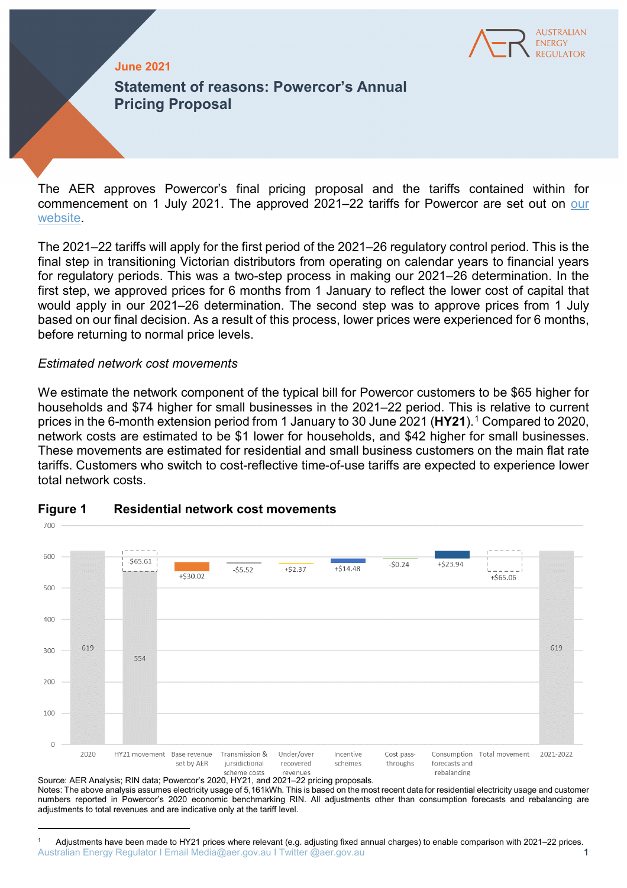June 2021

# Statement of reasons: Powercor's Annual Pricing Proposal

The AER approves Powercor's final pricing proposal and the tariffs contained within for commencement on 1 July 2021. The approved 2021–22 tariffs for Powercor are set out on our website.

The 2021–22 tariffs will apply for the first period of the 2021–26 regulatory control period. This is the final step in transitioning Victorian distributors from operating on calendar years to financial years for regulatory periods. This was a two-step process in making our 2021–26 determination. In the first step, we approved prices for 6 months from 1 January to reflect the lower cost of capital that would apply in our 2021–26 determination. The second step was to approve prices from 1 July based on our final decision. As a result of this process, lower prices were experienced for 6 months, before returning to normal price levels.

*Estimated network cost movements*

We estimate the network component of the typical bill for Powercor customers to be $65 higher for households and $74 higher for small businesses in the 2021–22 period. This is relative to current prices in the 6-month extension period from 1 January to 30 June 2021 (**HY21**).[1] Compared to 2020, network costs are estimated to be $1 lower for households, and $42 higher for small businesses. These movements are estimated for residential and small business customers on the main flat rate tariffs. Customers who switch to cost-reflective time-of-use tariffs are expected to experience lower total network costs.

**Figure 1 Residential network cost movements**

| Category | Value |
|---|---|
| 2020 | 619 |
| HY21 movement | -$65.61 (554) |
| Base revenue set by AER | +$30.02 |
| Transmission & jurisdictional scheme costs | -$5.52 |
| Under/over recovered revenues | +$2.37 |
| Incentive schemes | +$14.48 |
| Cost pass-throughs | -$0.24 |
| Consumption forecasts and rebalancing | +$23.94 |
| Total movement | +$65.06 |
| 2021-2022 | 619 |

Source: AER Analysis; RIN data; Powercor's 2020, HY21, and 2021–22 pricing proposals.

Notes: The above analysis assumes electricity usage of 5,161kWh. This is based on the most recent data for residential electricity usage and customer numbers reported in Powercor's 2020 economic benchmarking RIN. All adjustments other than consumption forecasts and rebalancing are adjustments to total revenues and are indicative only at the tariff level.

[1] Adjustments have been made to HY21 prices where relevant (e.g. adjusting fixed annual charges) to enable comparison with 2021–22 prices.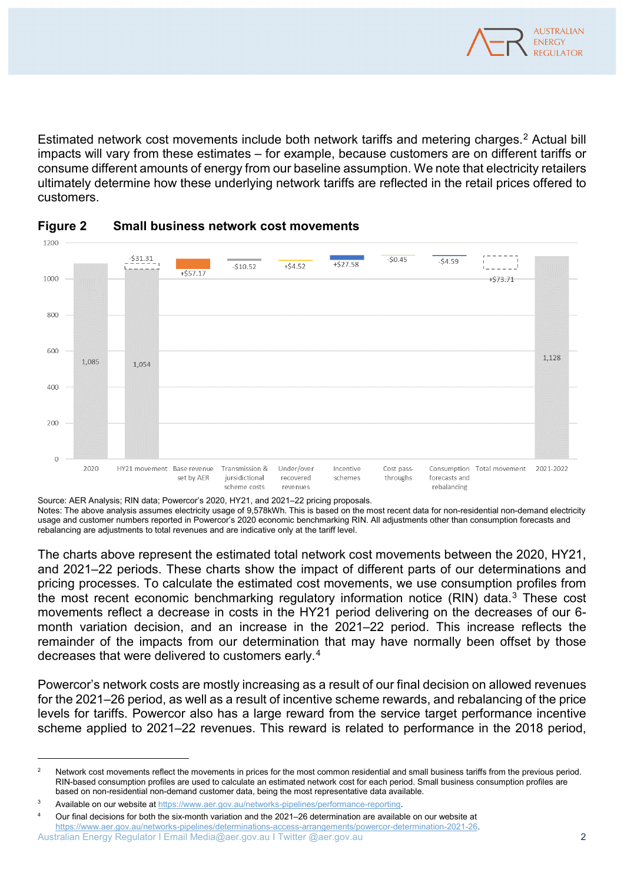Estimated network cost movements include both network tariffs and metering charges.[2] Actual bill impacts will vary from these estimates – for example, because customers are on different tariffs or consume different amounts of energy from our baseline assumption. We note that electricity retailers ultimately determine how these underlying network tariffs are reflected in the retail prices offered to customers.

**Figure 2 Small business network cost movements**

| Category | Value |
| --- | --- |
| 2020 | 1,085 |
| HY21 movement | -$31.31 (1,054) |
| Base revenue set by AER | +$57.17 |
| Transmission & jurisdictional scheme costs | -$10.52 |
| Under/over recovered revenues | +$4.52 |
| Incentive schemes | +$27.58 |
| Cost pass-throughs | -$0.45 |
| Consumption forecasts and rebalancing | -$4.59 |
| Total movement | +$73.71 |
| 2021-2022 | 1,128 |

Source: AER Analysis; RIN data; Powercor's 2020, HY21, and 2021–22 pricing proposals.
Notes: The above analysis assumes electricity usage of 9,578kWh. This is based on the most recent data for non-residential non-demand electricity usage and customer numbers reported in Powercor's 2020 economic benchmarking RIN. All adjustments other than consumption forecasts and rebalancing are adjustments to total revenues and are indicative only at the tariff level.

The charts above represent the estimated total network cost movements between the 2020, HY21, and 2021–22 periods. These charts show the impact of different parts of our determinations and pricing processes. To calculate the estimated cost movements, we use consumption profiles from the most recent economic benchmarking regulatory information notice (RIN) data.[3] These cost movements reflect a decrease in costs in the HY21 period delivering on the decreases of our 6-month variation decision, and an increase in the 2021–22 period. This increase reflects the remainder of the impacts from our determination that may have normally been offset by those decreases that were delivered to customers early.[4]

Powercor's network costs are mostly increasing as a result of our final decision on allowed revenues for the 2021–26 period, as well as a result of incentive scheme rewards, and rebalancing of the price levels for tariffs. Powercor also has a large reward from the service target performance incentive scheme applied to 2021–22 revenues. This reward is related to performance in the 2018 period,

---

[2] Network cost movements reflect the movements in prices for the most common residential and small business tariffs from the previous period. RIN-based consumption profiles are used to calculate an estimated network cost for each period. Small business consumption profiles are based on non-residential non-demand customer data, being the most representative data available.

[3] Available on our website at https://www.aer.gov.au/networks-pipelines/performance-reporting.

[4] Our final decisions for both the six-month variation and the 2021–26 determination are available on our website at https://www.aer.gov.au/networks-pipelines/determinations-access-arrangements/powercor-determination-2021-26.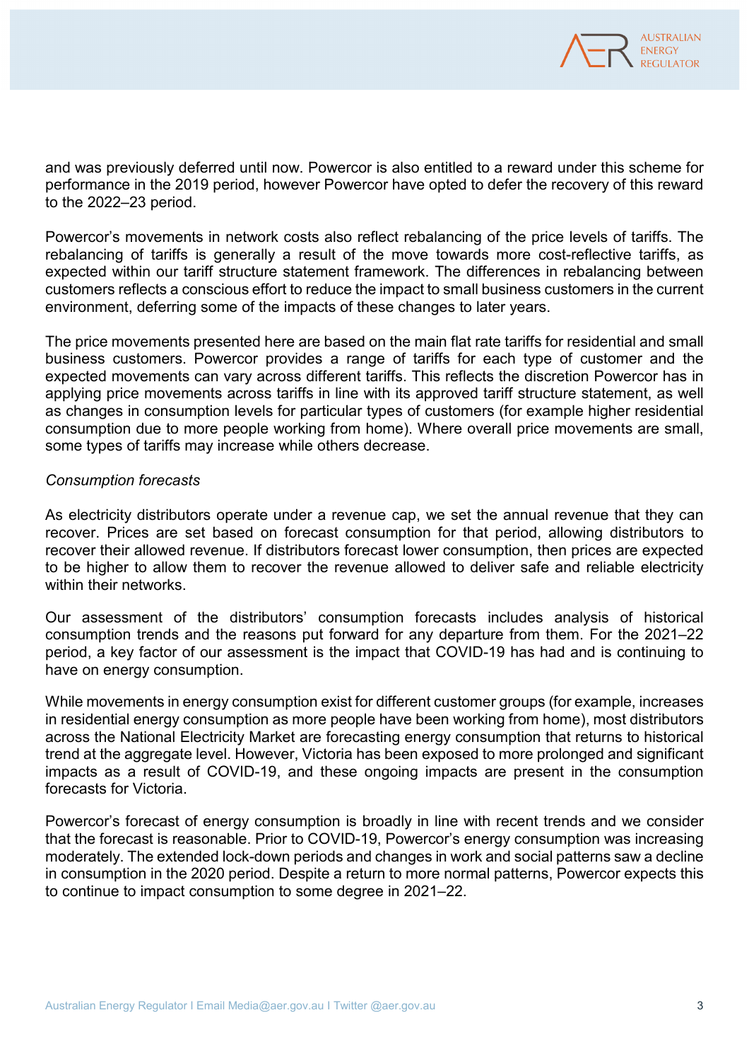and was previously deferred until now. Powercor is also entitled to a reward under this scheme for performance in the 2019 period, however Powercor have opted to defer the recovery of this reward to the 2022–23 period.

Powercor's movements in network costs also reflect rebalancing of the price levels of tariffs. The rebalancing of tariffs is generally a result of the move towards more cost-reflective tariffs, as expected within our tariff structure statement framework. The differences in rebalancing between customers reflects a conscious effort to reduce the impact to small business customers in the current environment, deferring some of the impacts of these changes to later years.

The price movements presented here are based on the main flat rate tariffs for residential and small business customers. Powercor provides a range of tariffs for each type of customer and the expected movements can vary across different tariffs. This reflects the discretion Powercor has in applying price movements across tariffs in line with its approved tariff structure statement, as well as changes in consumption levels for particular types of customers (for example higher residential consumption due to more people working from home). Where overall price movements are small, some types of tariffs may increase while others decrease.

*Consumption forecasts*

As electricity distributors operate under a revenue cap, we set the annual revenue that they can recover. Prices are set based on forecast consumption for that period, allowing distributors to recover their allowed revenue. If distributors forecast lower consumption, then prices are expected to be higher to allow them to recover the revenue allowed to deliver safe and reliable electricity within their networks.

Our assessment of the distributors' consumption forecasts includes analysis of historical consumption trends and the reasons put forward for any departure from them. For the 2021–22 period, a key factor of our assessment is the impact that COVID-19 has had and is continuing to have on energy consumption.

While movements in energy consumption exist for different customer groups (for example, increases in residential energy consumption as more people have been working from home), most distributors across the National Electricity Market are forecasting energy consumption that returns to historical trend at the aggregate level. However, Victoria has been exposed to more prolonged and significant impacts as a result of COVID-19, and these ongoing impacts are present in the consumption forecasts for Victoria.

Powercor's forecast of energy consumption is broadly in line with recent trends and we consider that the forecast is reasonable. Prior to COVID-19, Powercor's energy consumption was increasing moderately. The extended lock-down periods and changes in work and social patterns saw a decline in consumption in the 2020 period. Despite a return to more normal patterns, Powercor expects this to continue to impact consumption to some degree in 2021–22.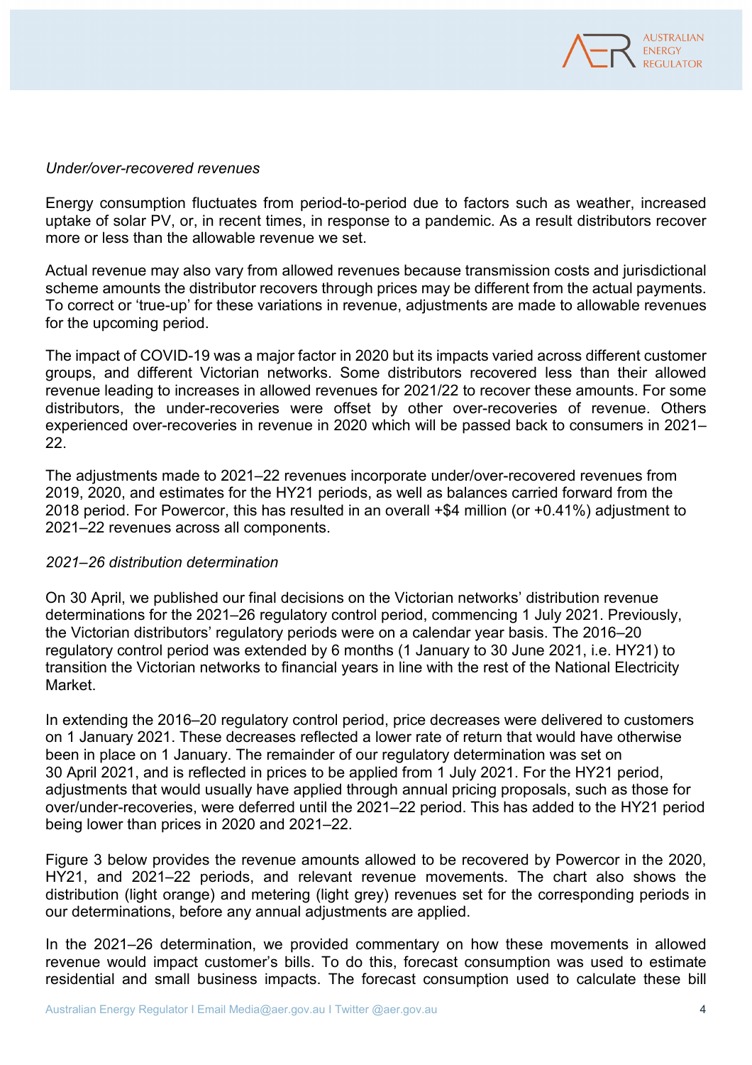*Under/over-recovered revenues*

Energy consumption fluctuates from period-to-period due to factors such as weather, increased uptake of solar PV, or, in recent times, in response to a pandemic. As a result distributors recover more or less than the allowable revenue we set.

Actual revenue may also vary from allowed revenues because transmission costs and jurisdictional scheme amounts the distributor recovers through prices may be different from the actual payments. To correct or 'true-up' for these variations in revenue, adjustments are made to allowable revenues for the upcoming period.

The impact of COVID-19 was a major factor in 2020 but its impacts varied across different customer groups, and different Victorian networks. Some distributors recovered less than their allowed revenue leading to increases in allowed revenues for 2021/22 to recover these amounts. For some distributors, the under-recoveries were offset by other over-recoveries of revenue. Others experienced over-recoveries in revenue in 2020 which will be passed back to consumers in 2021–22.

The adjustments made to 2021–22 revenues incorporate under/over-recovered revenues from 2019, 2020, and estimates for the HY21 periods, as well as balances carried forward from the 2018 period. For Powercor, this has resulted in an overall +$4 million (or +0.41%) adjustment to 2021–22 revenues across all components.

*2021–26 distribution determination*

On 30 April, we published our final decisions on the Victorian networks' distribution revenue determinations for the 2021–26 regulatory control period, commencing 1 July 2021. Previously, the Victorian distributors' regulatory periods were on a calendar year basis. The 2016–20 regulatory control period was extended by 6 months (1 January to 30 June 2021, i.e. HY21) to transition the Victorian networks to financial years in line with the rest of the National Electricity Market.

In extending the 2016–20 regulatory control period, price decreases were delivered to customers on 1 January 2021. These decreases reflected a lower rate of return that would have otherwise been in place on 1 January. The remainder of our regulatory determination was set on 30 April 2021, and is reflected in prices to be applied from 1 July 2021. For the HY21 period, adjustments that would usually have applied through annual pricing proposals, such as those for over/under-recoveries, were deferred until the 2021–22 period. This has added to the HY21 period being lower than prices in 2020 and 2021–22.

Figure 3 below provides the revenue amounts allowed to be recovered by Powercor in the 2020, HY21, and 2021–22 periods, and relevant revenue movements. The chart also shows the distribution (light orange) and metering (light grey) revenues set for the corresponding periods in our determinations, before any annual adjustments are applied.

In the 2021–26 determination, we provided commentary on how these movements in allowed revenue would impact customer's bills. To do this, forecast consumption was used to estimate residential and small business impacts. The forecast consumption used to calculate these bill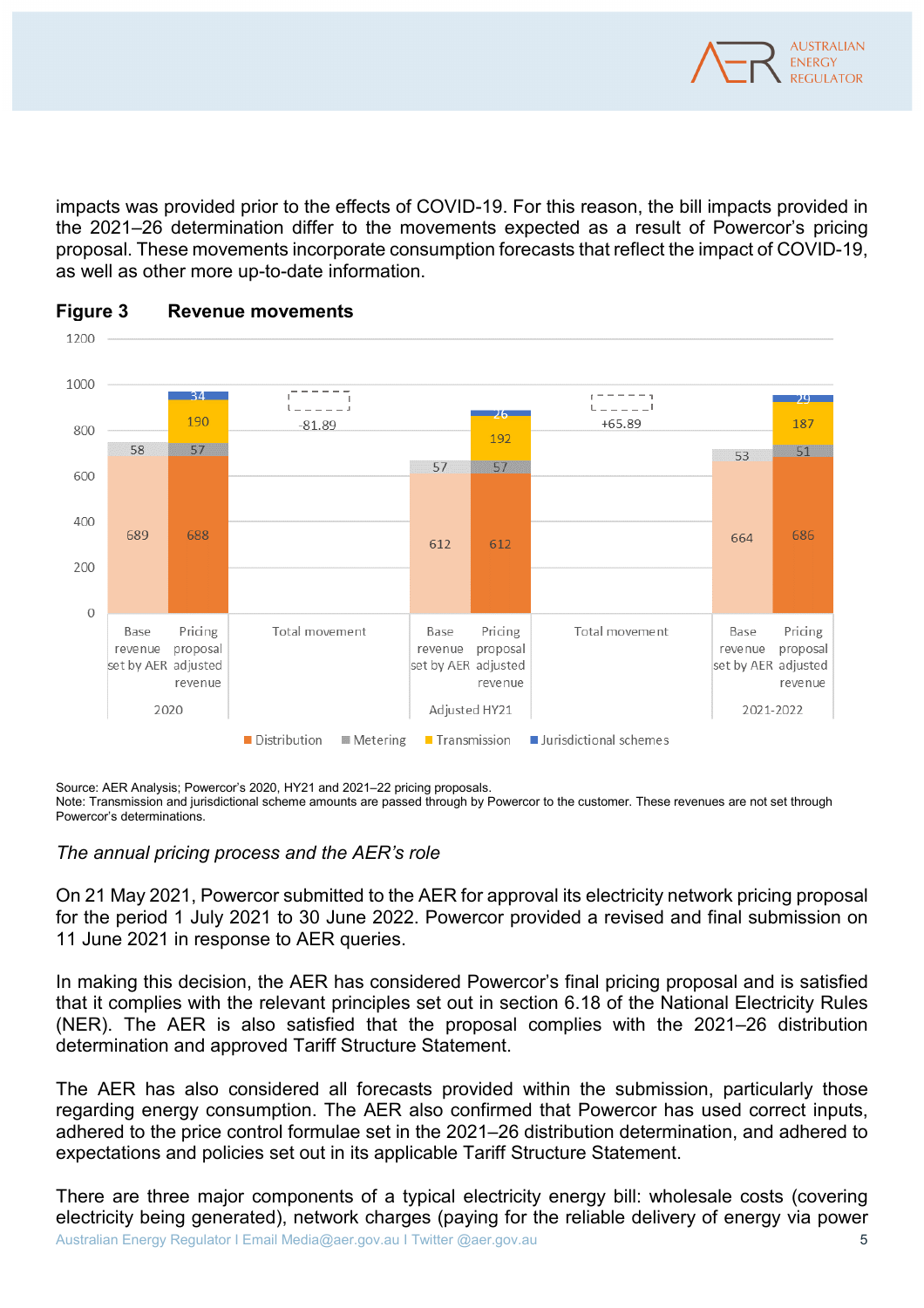impacts was provided prior to the effects of COVID-19. For this reason, the bill impacts provided in the 2021–26 determination differ to the movements expected as a result of Powercor's pricing proposal. These movements incorporate consumption forecasts that reflect the impact of COVID-19, as well as other more up-to-date information.

**Figure 3 Revenue movements**

| | 2020 Base revenue set by AER | 2020 Pricing proposal adjusted revenue | Total movement | Adjusted HY21 Base revenue set by AER | Adjusted HY21 Pricing proposal adjusted revenue | Total movement | 2021-2022 Base revenue set by AER | 2021-2022 Pricing proposal adjusted revenue |
|---|---|---|---|---|---|---|---|---|
| Distribution | 689 | 688 | | 612 | 612 | | 664 | 686 |
| Metering | 58 | 57 | | 57 | 57 | | 53 | 51 |
| Transmission | | 190 | | | 192 | | | 187 |
| Jurisdictional schemes | | 34 | | | 26 | | | 29 |
| Total movement | | | -81.89 | | | +65.89 | | |

Source: AER Analysis; Powercor's 2020, HY21 and 2021–22 pricing proposals.
Note: Transmission and jurisdictional scheme amounts are passed through by Powercor to the customer. These revenues are not set through Powercor's determinations.

*The annual pricing process and the AER's role*

On 21 May 2021, Powercor submitted to the AER for approval its electricity network pricing proposal for the period 1 July 2021 to 30 June 2022. Powercor provided a revised and final submission on 11 June 2021 in response to AER queries.

In making this decision, the AER has considered Powercor's final pricing proposal and is satisfied that it complies with the relevant principles set out in section 6.18 of the National Electricity Rules (NER). The AER is also satisfied that the proposal complies with the 2021–26 distribution determination and approved Tariff Structure Statement.

The AER has also considered all forecasts provided within the submission, particularly those regarding energy consumption. The AER also confirmed that Powercor has used correct inputs, adhered to the price control formulae set in the 2021–26 distribution determination, and adhered to expectations and policies set out in its applicable Tariff Structure Statement.

There are three major components of a typical electricity energy bill: wholesale costs (covering electricity being generated), network charges (paying for the reliable delivery of energy via power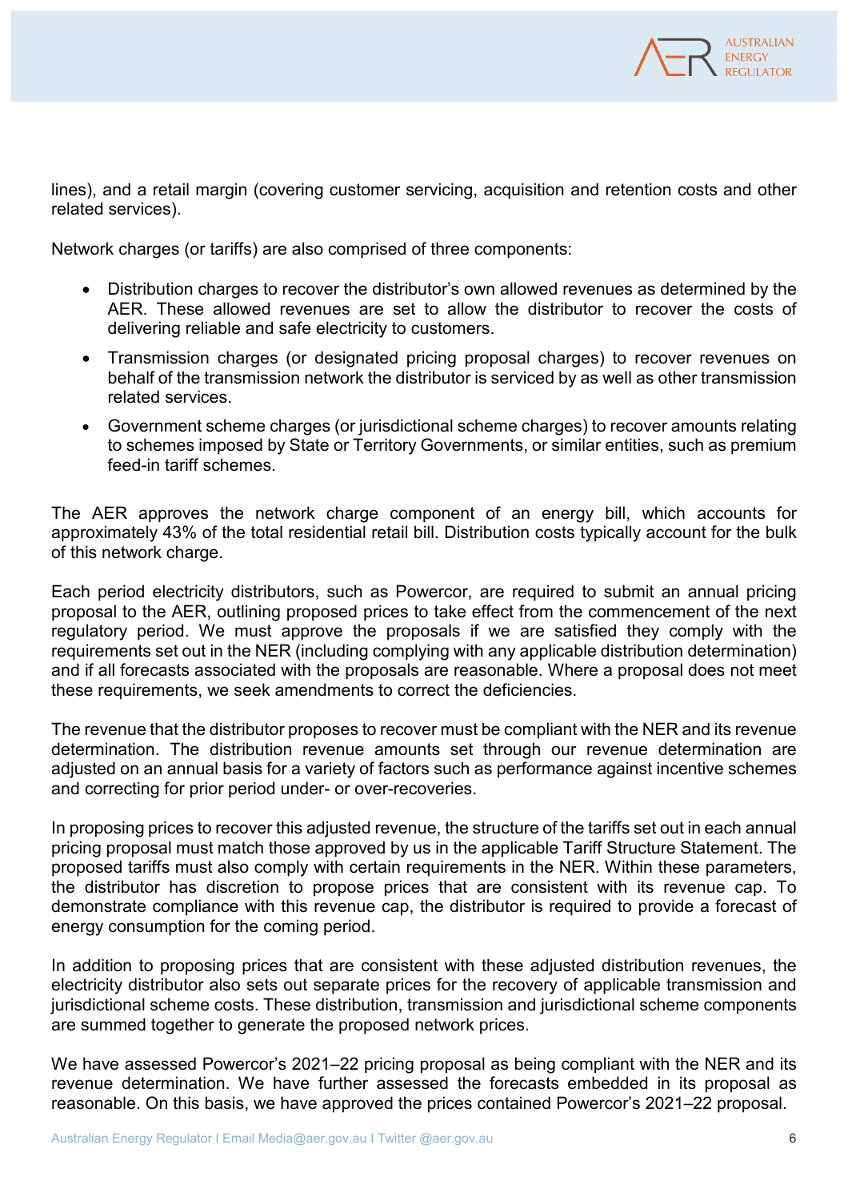lines), and a retail margin (covering customer servicing, acquisition and retention costs and other related services).

Network charges (or tariffs) are also comprised of three components:

- Distribution charges to recover the distributor's own allowed revenues as determined by the AER. These allowed revenues are set to allow the distributor to recover the costs of delivering reliable and safe electricity to customers.
- Transmission charges (or designated pricing proposal charges) to recover revenues on behalf of the transmission network the distributor is serviced by as well as other transmission related services.
- Government scheme charges (or jurisdictional scheme charges) to recover amounts relating to schemes imposed by State or Territory Governments, or similar entities, such as premium feed-in tariff schemes.

The AER approves the network charge component of an energy bill, which accounts for approximately 43% of the total residential retail bill. Distribution costs typically account for the bulk of this network charge.

Each period electricity distributors, such as Powercor, are required to submit an annual pricing proposal to the AER, outlining proposed prices to take effect from the commencement of the next regulatory period. We must approve the proposals if we are satisfied they comply with the requirements set out in the NER (including complying with any applicable distribution determination) and if all forecasts associated with the proposals are reasonable. Where a proposal does not meet these requirements, we seek amendments to correct the deficiencies.

The revenue that the distributor proposes to recover must be compliant with the NER and its revenue determination. The distribution revenue amounts set through our revenue determination are adjusted on an annual basis for a variety of factors such as performance against incentive schemes and correcting for prior period under- or over-recoveries.

In proposing prices to recover this adjusted revenue, the structure of the tariffs set out in each annual pricing proposal must match those approved by us in the applicable Tariff Structure Statement. The proposed tariffs must also comply with certain requirements in the NER. Within these parameters, the distributor has discretion to propose prices that are consistent with its revenue cap. To demonstrate compliance with this revenue cap, the distributor is required to provide a forecast of energy consumption for the coming period.

In addition to proposing prices that are consistent with these adjusted distribution revenues, the electricity distributor also sets out separate prices for the recovery of applicable transmission and jurisdictional scheme costs. These distribution, transmission and jurisdictional scheme components are summed together to generate the proposed network prices.

We have assessed Powercor's 2021–22 pricing proposal as being compliant with the NER and its revenue determination. We have further assessed the forecasts embedded in its proposal as reasonable. On this basis, we have approved the prices contained Powercor's 2021–22 proposal.